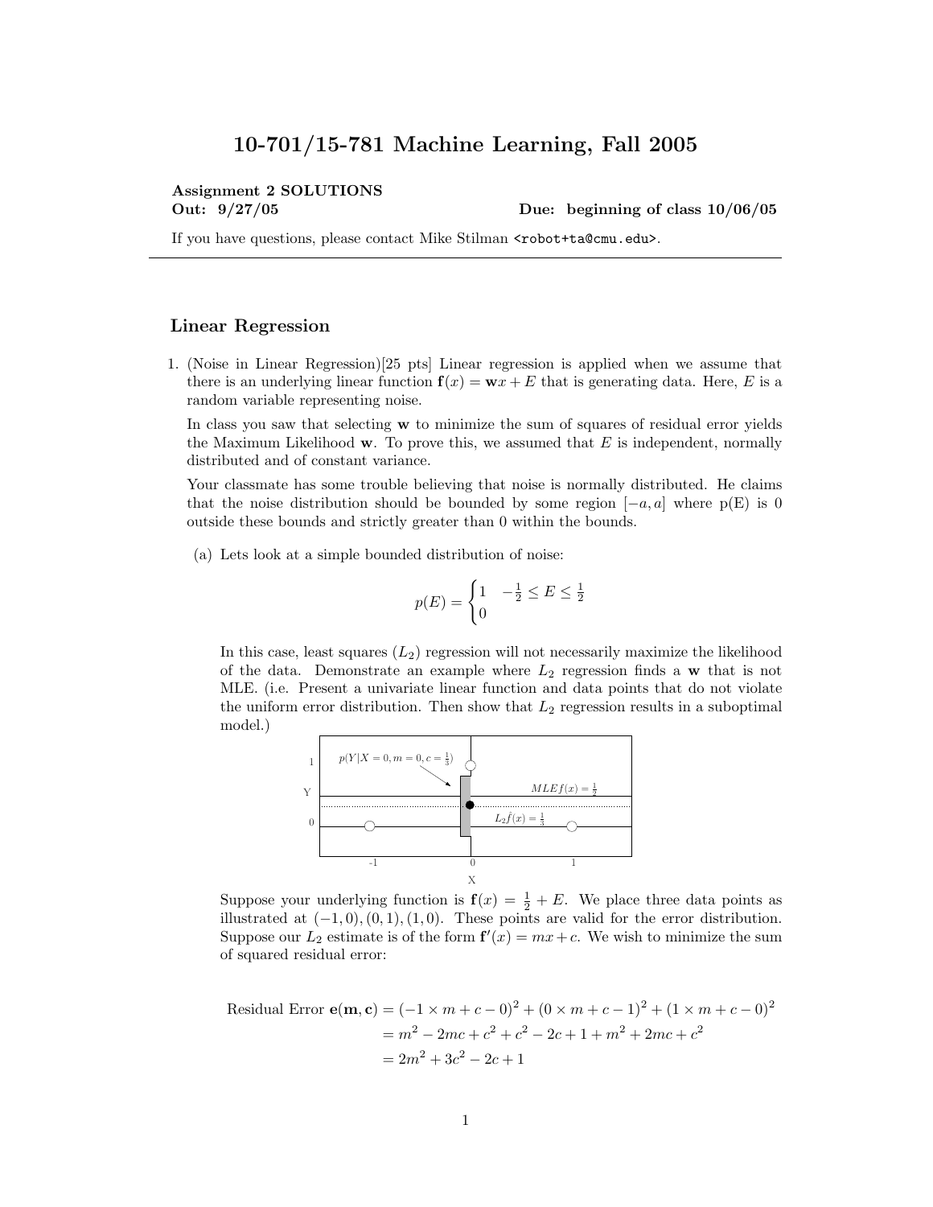# 10-701/15-781 Machine Learning, Fall 2005

**Assignment 2 SOLUTIONS**
**Out: 9/27/05** **Due: beginning of class 10/06/05**

If you have questions, please contact Mike Stilman <robot+ta@cmu.edu>.

---

## Linear Regression

1. (Noise in Linear Regression)[25 pts] Linear regression is applied when we assume that there is an underlying linear function $\mathbf{f}(x) = \mathbf{w}x + E$ that is generating data. Here, $E$ is a random variable representing noise.

   In class you saw that selecting $\mathbf{w}$ to minimize the sum of squares of residual error yields the Maximum Likelihood $\mathbf{w}$. To prove this, we assumed that $E$ is independent, normally distributed and of constant variance.

   Your classmate has some trouble believing that noise is normally distributed. He claims that the noise distribution should be bounded by some region $[-a, a]$ where p(E) is 0 outside these bounds and strictly greater than 0 within the bounds.

   (a) Lets look at a simple bounded distribution of noise:

   $$p(E) = \begin{cases} 1 & -\frac{1}{2} \leq E \leq \frac{1}{2} \\ 0 & \end{cases}$$

   In this case, least squares ($L_2$) regression will not necessarily maximize the likelihood of the data. Demonstrate an example where $L_2$ regression finds a $\mathbf{w}$ that is not MLE. (i.e. Present a univariate linear function and data points that do not violate the uniform error distribution. Then show that $L_2$ regression results in a suboptimal model.)

   $p(Y|X=0, m=0, c=\frac{1}{3})$

   $MLE f(x) = \frac{1}{2}$

   $L_2 \hat{f}(x) = \frac{1}{3}$

   1

   Y

   0

   -1

   0

   1

   X

   Suppose your underlying function is $\mathbf{f}(x) = \frac{1}{2} + E$. We place three data points as illustrated at $(-1, 0), (0, 1), (1, 0)$. These points are valid for the error distribution. Suppose our $L_2$ estimate is of the form $\mathbf{f}'(x) = mx + c$. We wish to minimize the sum of squared residual error:

$$\begin{aligned}
\text{Residual Error } \mathbf{e}(\mathbf{m}, \mathbf{c}) &= (-1 \times m + c - 0)^2 + (0 \times m + c - 1)^2 + (1 \times m + c - 0)^2 \\
&= m^2 - 2mc + c^2 + c^2 - 2c + 1 + m^2 + 2mc + c^2 \\
&= 2m^2 + 3c^2 - 2c + 1
\end{aligned}$$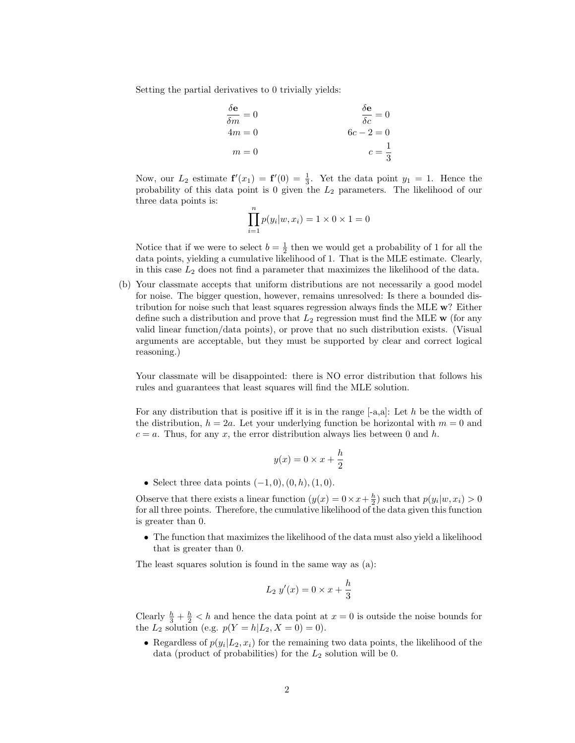Setting the partial derivatives to 0 trivially yields:

$$\frac{\delta \mathbf{e}}{\delta m} = 0 \qquad\qquad \frac{\delta \mathbf{e}}{\delta c} = 0$$

$$4m = 0 \qquad\qquad 6c - 2 = 0$$

$$m = 0 \qquad\qquad c = \frac{1}{3}$$

Now, our $L_2$ estimate $\mathbf{f}'(x_1) = \mathbf{f}'(0) = \frac{1}{3}$. Yet the data point $y_1 = 1$. Hence the probability of this data point is 0 given the $L_2$ parameters. The likelihood of our three data points is:

$$\prod_{i=1}^{n} p(y_i|w, x_i) = 1 \times 0 \times 1 = 0$$

Notice that if we were to select $b = \frac{1}{2}$ then we would get a probability of 1 for all the data points, yielding a cumulative likelihood of 1. That is the MLE estimate. Clearly, in this case $L_2$ does not find a parameter that maximizes the likelihood of the data.

(b) Your classmate accepts that uniform distributions are not necessarily a good model for noise. The bigger question, however, remains unresolved: Is there a bounded distribution for noise such that least squares regression always finds the MLE $\mathbf{w}$? Either define such a distribution and prove that $L_2$ regression must find the MLE $\mathbf{w}$ (for any valid linear function/data points), or prove that no such distribution exists. (Visual arguments are acceptable, but they must be supported by clear and correct logical reasoning.)

Your classmate will be disappointed: there is NO error distribution that follows his rules and guarantees that least squares will find the MLE solution.

For any distribution that is positive iff it is in the range [-a,a]: Let $h$ be the width of the distribution, $h = 2a$. Let your underlying function be horizontal with $m = 0$ and $c = a$. Thus, for any $x$, the error distribution always lies between 0 and $h$.

$$y(x) = 0 \times x + \frac{h}{2}$$

- Select three data points $(-1, 0), (0, h), (1, 0)$.

Observe that there exists a linear function ($y(x) = 0 \times x + \frac{h}{2}$) such that $p(y_i|w, x_i) > 0$ for all three points. Therefore, the cumulative likelihood of the data given this function is greater than 0.

- The function that maximizes the likelihood of the data must also yield a likelihood that is greater than 0.

The least squares solution is found in the same way as (a):

$$L_2 \; y'(x) = 0 \times x + \frac{h}{3}$$

Clearly $\frac{h}{3} + \frac{h}{2} < h$ and hence the data point at $x = 0$ is outside the noise bounds for the $L_2$ solution (e.g. $p(Y = h|L_2, X = 0) = 0$).

- Regardless of $p(y_i|L_2, x_i)$ for the remaining two data points, the likelihood of the data (product of probabilities) for the $L_2$ solution will be 0.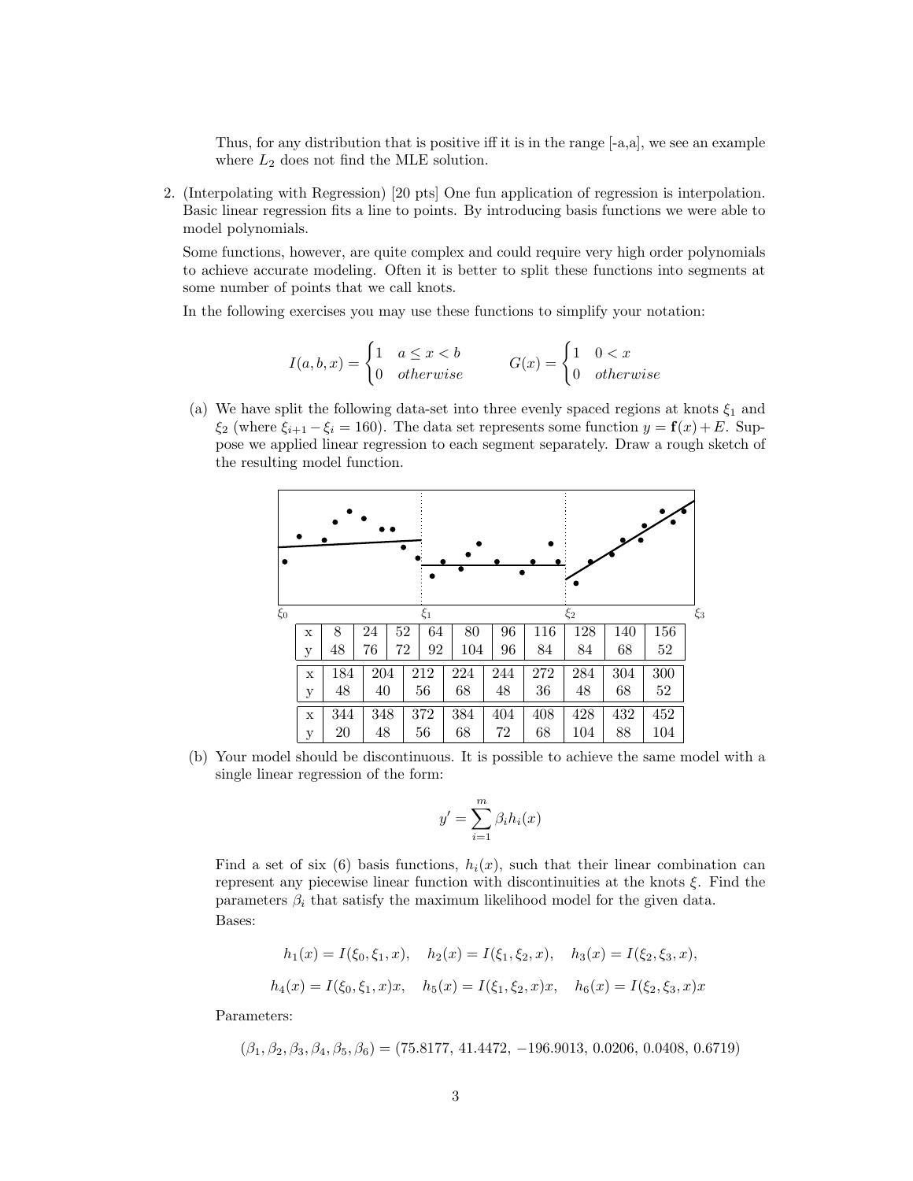Thus, for any distribution that is positive iff it is in the range [-a,a], we see an example where $L_2$ does not find the MLE solution.

2. (Interpolating with Regression) [20 pts] One fun application of regression is interpolation. Basic linear regression fits a line to points. By introducing basis functions we were able to model polynomials.

   Some functions, however, are quite complex and could require very high order polynomials to achieve accurate modeling. Often it is better to split these functions into segments at some number of points that we call knots.

   In the following exercises you may use these functions to simplify your notation:

$$I(a,b,x) = \begin{cases} 1 & a \le x < b \\ 0 & otherwise \end{cases} \qquad G(x) = \begin{cases} 1 & 0 < x \\ 0 & otherwise \end{cases}$$

   (a) We have split the following data-set into three evenly spaced regions at knots $\xi_1$ and $\xi_2$ (where $\xi_{i+1} - \xi_i = 160$). The data set represents some function $y = \mathbf{f}(x) + E$. Suppose we applied linear regression to each segment separately. Draw a rough sketch of the resulting model function.

$\xi_0$ $\xi_1$ $\xi_2$ $\xi_3$

| | | | | | | | | | | |
|---|---|---|---|---|---|---|---|---|---|---|
| x | 8 | 24 | 52 | 64 | 80 | 96 | 116 | 128 | 140 | 156 |
| y | 48 | 76 | 72 | 92 | 104 | 96 | 84 | 84 | 68 | 52 |

| | | | | | | | | | |
|---|---|---|---|---|---|---|---|---|---|
| x | 184 | 204 | 212 | 224 | 244 | 272 | 284 | 304 | 300 |
| y | 48 | 40 | 56 | 68 | 48 | 36 | 48 | 68 | 52 |

| | | | | | | | | | |
|---|---|---|---|---|---|---|---|---|---|
| x | 344 | 348 | 372 | 384 | 404 | 408 | 428 | 432 | 452 |
| y | 20 | 48 | 56 | 68 | 72 | 68 | 104 | 88 | 104 |

   (b) Your model should be discontinuous. It is possible to achieve the same model with a single linear regression of the form:

$$y' = \sum_{i=1}^{m} \beta_i h_i(x)$$

   Find a set of six (6) basis functions, $h_i(x)$, such that their linear combination can represent any piecewise linear function with discontinuities at the knots $\xi$. Find the parameters $\beta_i$ that satisfy the maximum likelihood model for the given data.
   Bases:

$$h_1(x) = I(\xi_0, \xi_1, x), \quad h_2(x) = I(\xi_1, \xi_2, x), \quad h_3(x) = I(\xi_2, \xi_3, x),$$

$$h_4(x) = I(\xi_0, \xi_1, x)x, \quad h_5(x) = I(\xi_1, \xi_2, x)x, \quad h_6(x) = I(\xi_2, \xi_3, x)x$$

   Parameters:

$$(\beta_1, \beta_2, \beta_3, \beta_4, \beta_5, \beta_6) = (75.8177,\ 41.4472,\ -196.9013,\ 0.0206,\ 0.0408,\ 0.6719)$$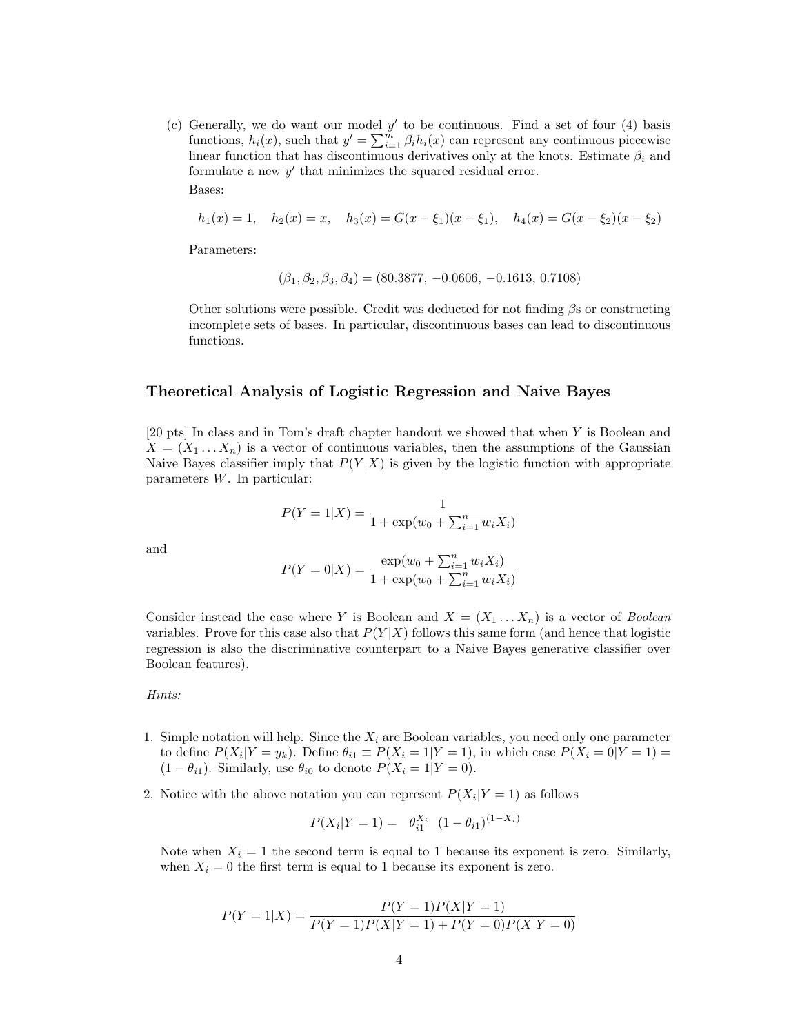(c) Generally, we do want our model $y'$ to be continuous. Find a set of four (4) basis functions, $h_i(x)$, such that $y' = \sum_{i=1}^{m} \beta_i h_i(x)$ can represent any continuous piecewise linear function that has discontinuous derivatives only at the knots. Estimate $\beta_i$ and formulate a new $y'$ that minimizes the squared residual error.

Bases:

$$h_1(x) = 1, \quad h_2(x) = x, \quad h_3(x) = G(x - \xi_1)(x - \xi_1), \quad h_4(x) = G(x - \xi_2)(x - \xi_2)$$

Parameters:

$$(\beta_1, \beta_2, \beta_3, \beta_4) = (80.3877, \; -0.0606, \; -0.1613, \; 0.7108)$$

Other solutions were possible. Credit was deducted for not finding $\beta$s or constructing incomplete sets of bases. In particular, discontinuous bases can lead to discontinuous functions.

## Theoretical Analysis of Logistic Regression and Naive Bayes

[20 pts] In class and in Tom's draft chapter handout we showed that when $Y$ is Boolean and $X = (X_1 \ldots X_n)$ is a vector of continuous variables, then the assumptions of the Gaussian Naive Bayes classifier imply that $P(Y|X)$ is given by the logistic function with appropriate parameters $W$. In particular:

$$P(Y = 1|X) = \frac{1}{1 + \exp(w_0 + \sum_{i=1}^{n} w_i X_i)}$$

and

$$P(Y = 0|X) = \frac{\exp(w_0 + \sum_{i=1}^{n} w_i X_i)}{1 + \exp(w_0 + \sum_{i=1}^{n} w_i X_i)}$$

Consider instead the case where $Y$ is Boolean and $X = (X_1 \ldots X_n)$ is a vector of *Boolean* variables. Prove for this case also that $P(Y|X)$ follows this same form (and hence that logistic regression is also the discriminative counterpart to a Naive Bayes generative classifier over Boolean features).

*Hints:*

1. Simple notation will help. Since the $X_i$ are Boolean variables, you need only one parameter to define $P(X_i|Y = y_k)$. Define $\theta_{i1} \equiv P(X_i = 1|Y = 1)$, in which case $P(X_i = 0|Y = 1) = (1 - \theta_{i1})$. Similarly, use $\theta_{i0}$ to denote $P(X_i = 1|Y = 0)$.

2. Notice with the above notation you can represent $P(X_i|Y = 1)$ as follows

$$P(X_i|Y = 1) = \theta_{i1}^{X_i} \; (1 - \theta_{i1})^{(1 - X_i)}$$

   Note when $X_i = 1$ the second term is equal to 1 because its exponent is zero. Similarly, when $X_i = 0$ the first term is equal to 1 because its exponent is zero.

$$P(Y = 1|X) = \frac{P(Y = 1)P(X|Y = 1)}{P(Y = 1)P(X|Y = 1) + P(Y = 0)P(X|Y = 0)}$$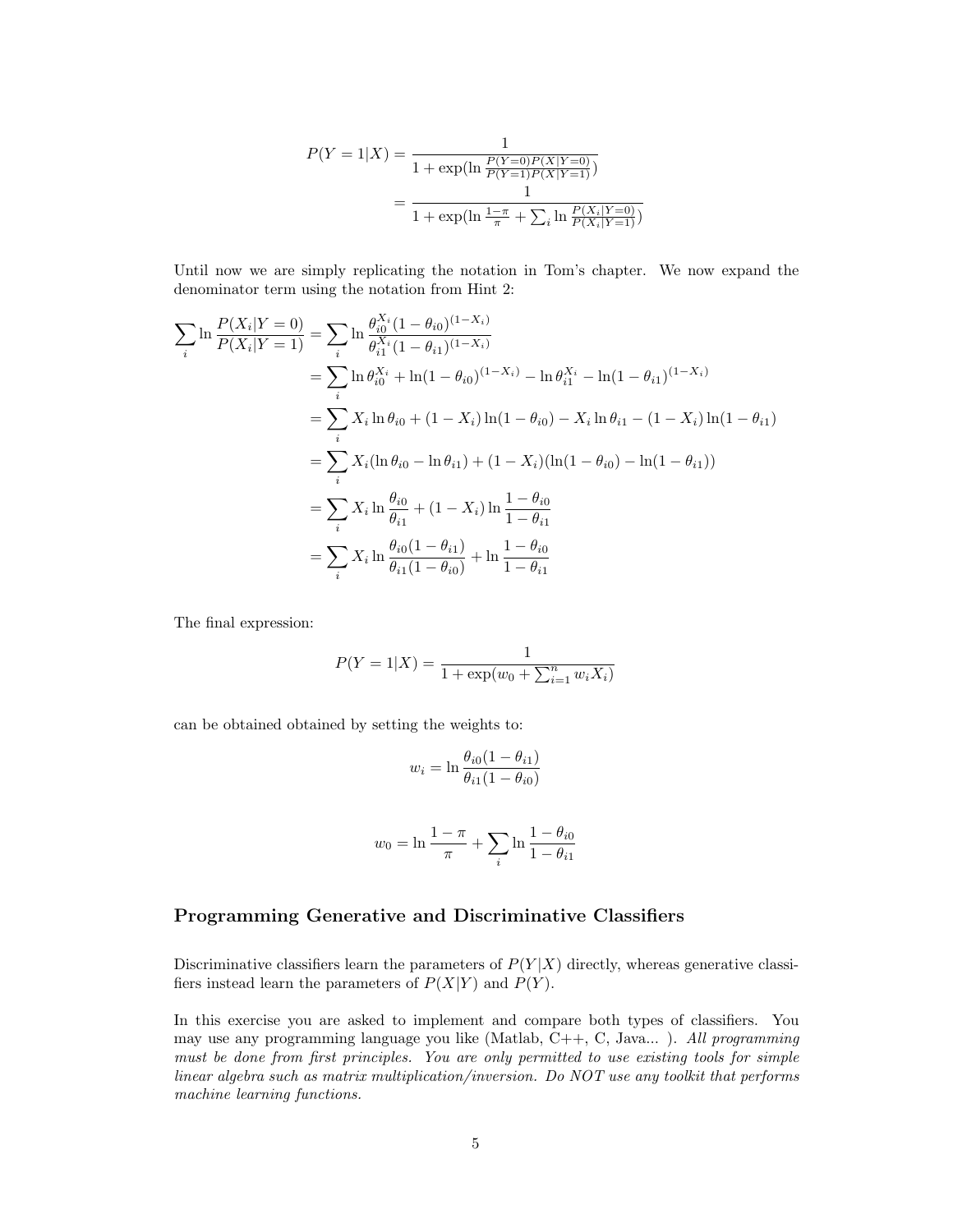$$
\begin{aligned}
P(Y=1|X) &= \frac{1}{1+\exp(\ln \frac{P(Y=0)P(X|Y=0)}{P(Y=1)P(X|Y=1)})} \\
&= \frac{1}{1+\exp(\ln \frac{1-\pi}{\pi} + \sum_i \ln \frac{P(X_i|Y=0)}{P(X_i|Y=1)})}
\end{aligned}
$$

Until now we are simply replicating the notation in Tom's chapter. We now expand the denominator term using the notation from Hint 2:

$$
\begin{aligned}
\sum_i \ln \frac{P(X_i|Y=0)}{P(X_i|Y=1)} &= \sum_i \ln \frac{\theta_{i0}^{X_i}(1-\theta_{i0})^{(1-X_i)}}{\theta_{i1}^{X_i}(1-\theta_{i1})^{(1-X_i)}} \\
&= \sum_i \ln \theta_{i0}^{X_i} + \ln(1-\theta_{i0})^{(1-X_i)} - \ln \theta_{i1}^{X_i} - \ln(1-\theta_{i1})^{(1-X_i)} \\
&= \sum_i X_i \ln \theta_{i0} + (1-X_i)\ln(1-\theta_{i0}) - X_i \ln \theta_{i1} - (1-X_i)\ln(1-\theta_{i1}) \\
&= \sum_i X_i(\ln \theta_{i0} - \ln \theta_{i1}) + (1-X_i)(\ln(1-\theta_{i0}) - \ln(1-\theta_{i1})) \\
&= \sum_i X_i \ln \frac{\theta_{i0}}{\theta_{i1}} + (1-X_i)\ln \frac{1-\theta_{i0}}{1-\theta_{i1}} \\
&= \sum_i X_i \ln \frac{\theta_{i0}(1-\theta_{i1})}{\theta_{i1}(1-\theta_{i0})} + \ln \frac{1-\theta_{i0}}{1-\theta_{i1}}
\end{aligned}
$$

The final expression:

$$
P(Y=1|X) = \frac{1}{1+\exp(w_0 + \sum_{i=1}^n w_i X_i)}
$$

can be obtained obtained by setting the weights to:

$$
w_i = \ln \frac{\theta_{i0}(1-\theta_{i1})}{\theta_{i1}(1-\theta_{i0})}
$$

$$
w_0 = \ln \frac{1-\pi}{\pi} + \sum_i \ln \frac{1-\theta_{i0}}{1-\theta_{i1}}
$$

## Programming Generative and Discriminative Classifiers

Discriminative classifiers learn the parameters of $P(Y|X)$ directly, whereas generative classifiers instead learn the parameters of $P(X|Y)$ and $P(Y)$.

In this exercise you are asked to implement and compare both types of classifiers. You may use any programming language you like (Matlab, C++, C, Java... ). *All programming must be done from first principles. You are only permitted to use existing tools for simple linear algebra such as matrix multiplication/inversion. Do NOT use any toolkit that performs machine learning functions.*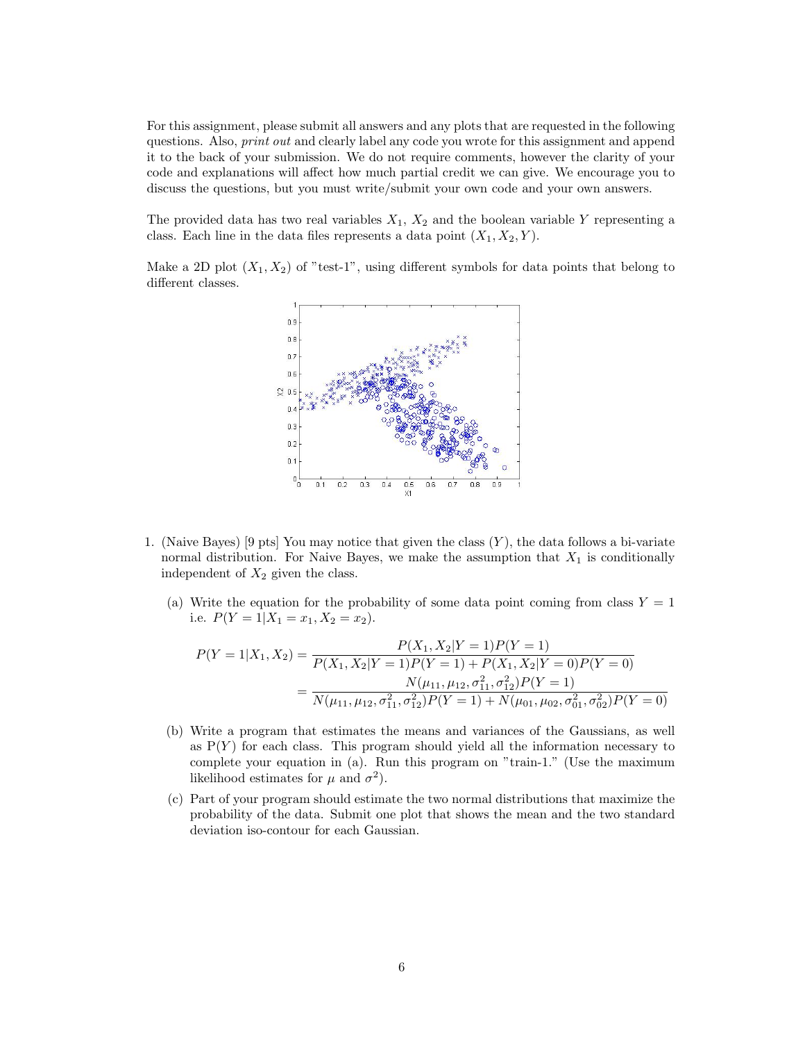For this assignment, please submit all answers and any plots that are requested in the following questions. Also, *print out* and clearly label any code you wrote for this assignment and append it to the back of your submission. We do not require comments, however the clarity of your code and explanations will affect how much partial credit we can give. We encourage you to discuss the questions, but you must write/submit your own code and your own answers.

The provided data has two real variables $X_1$, $X_2$ and the boolean variable $Y$ representing a class. Each line in the data files represents a data point $(X_1, X_2, Y)$.

Make a 2D plot $(X_1, X_2)$ of "test-1", using different symbols for data points that belong to different classes.

1
0.9
0.8
0.7
0.6
0.5
0.4
0.3
0.2
0.1
0
X2
0 0.1 0.2 0.3 0.4 0.5 0.6 0.7 0.8 0.9 1
X1

1. (Naive Bayes) [9 pts] You may notice that given the class $(Y)$, the data follows a bi-variate normal distribution. For Naive Bayes, we make the assumption that $X_1$ is conditionally independent of $X_2$ given the class.

   (a) Write the equation for the probability of some data point coming from class $Y = 1$ i.e. $P(Y = 1|X_1 = x_1, X_2 = x_2)$.

$$
\begin{aligned}
P(Y = 1|X_1, X_2) &= \frac{P(X_1, X_2|Y = 1)P(Y = 1)}{P(X_1, X_2|Y = 1)P(Y = 1) + P(X_1, X_2|Y = 0)P(Y = 0)} \\
&= \frac{N(\mu_{11}, \mu_{12}, \sigma_{11}^2, \sigma_{12}^2)P(Y = 1)}{N(\mu_{11}, \mu_{12}, \sigma_{11}^2, \sigma_{12}^2)P(Y = 1) + N(\mu_{01}, \mu_{02}, \sigma_{01}^2, \sigma_{02}^2)P(Y = 0)}
\end{aligned}
$$

   (b) Write a program that estimates the means and variances of the Gaussians, as well as P(Y) for each class. This program should yield all the information necessary to complete your equation in (a). Run this program on "train-1." (Use the maximum likelihood estimates for $\mu$ and $\sigma^2$).

   (c) Part of your program should estimate the two normal distributions that maximize the probability of the data. Submit one plot that shows the mean and the two standard deviation iso-contour for each Gaussian.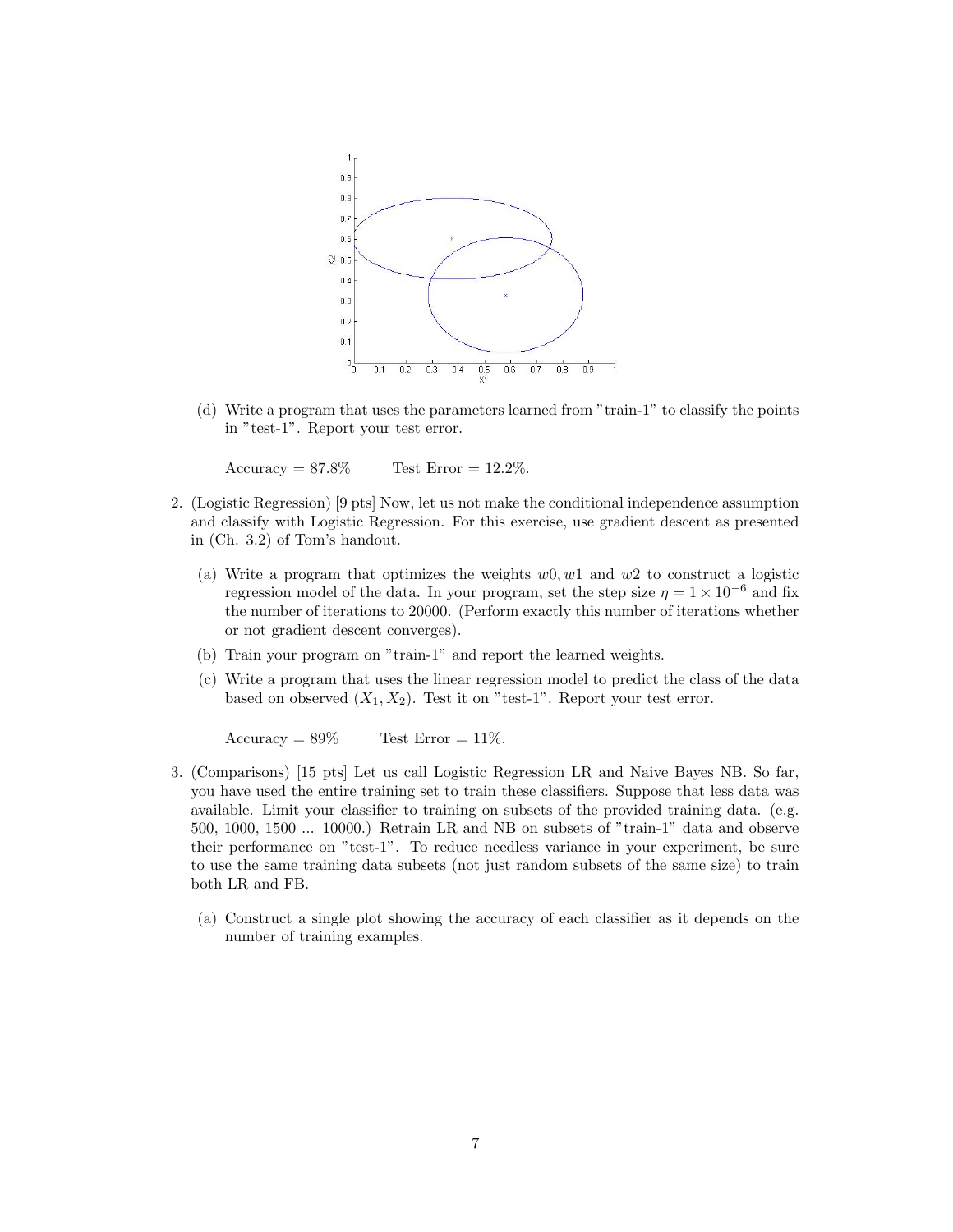1
0.9
0.8
0.7
0.6
0.5
0.4
0.3
0.2
0.1
0
0 0.1 0.2 0.3 0.4 0.5 0.6 0.7 0.8 0.9 1
X1
X2

(d) Write a program that uses the parameters learned from "train-1" to classify the points in "test-1". Report your test error.

Accuracy = 87.8% Test Error = 12.2%.

2. (Logistic Regression) [9 pts] Now, let us not make the conditional independence assumption and classify with Logistic Regression. For this exercise, use gradient descent as presented in (Ch. 3.2) of Tom's handout.

   (a) Write a program that optimizes the weights $w0, w1$ and $w2$ to construct a logistic regression model of the data. In your program, set the step size $\eta = 1 \times 10^{-6}$ and fix the number of iterations to 20000. (Perform exactly this number of iterations whether or not gradient descent converges).

   (b) Train your program on "train-1" and report the learned weights.

   (c) Write a program that uses the linear regression model to predict the class of the data based on observed $(X_1, X_2)$. Test it on "test-1". Report your test error.

   Accuracy = 89% Test Error = 11%.

3. (Comparisons) [15 pts] Let us call Logistic Regression LR and Naive Bayes NB. So far, you have used the entire training set to train these classifiers. Suppose that less data was available. Limit your classifier to training on subsets of the provided training data. (e.g. 500, 1000, 1500 ... 10000.) Retrain LR and NB on subsets of "train-1" data and observe their performance on "test-1". To reduce needless variance in your experiment, be sure to use the same training data subsets (not just random subsets of the same size) to train both LR and FB.

   (a) Construct a single plot showing the accuracy of each classifier as it depends on the number of training examples.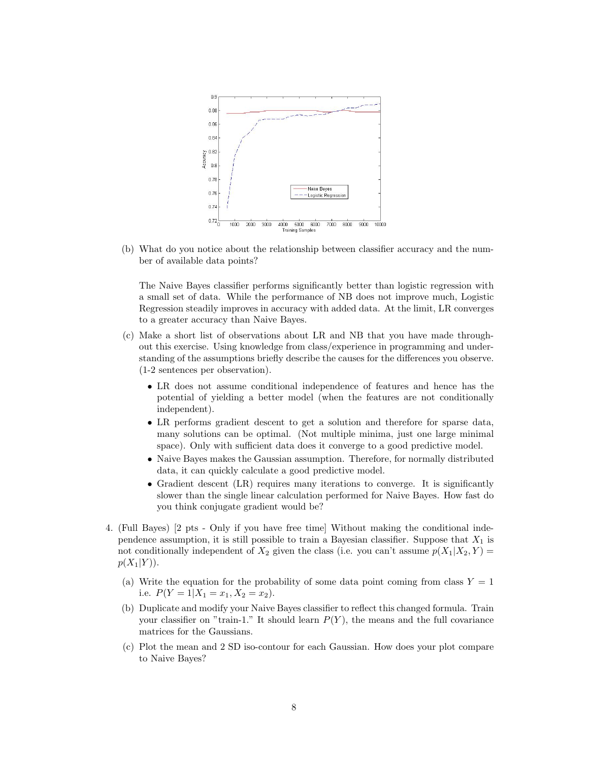(b) What do you notice about the relationship between classifier accuracy and the number of available data points?

The Naive Bayes classifier performs significantly better than logistic regression with a small set of data. While the performance of NB does not improve much, Logistic Regression steadily improves in accuracy with added data. At the limit, LR converges to a greater accuracy than Naive Bayes.

(c) Make a short list of observations about LR and NB that you have made throughout this exercise. Using knowledge from class/experience in programming and understanding of the assumptions briefly describe the causes for the differences you observe. (1-2 sentences per observation).

- LR does not assume conditional independence of features and hence has the potential of yielding a better model (when the features are not conditionally independent).
- LR performs gradient descent to get a solution and therefore for sparse data, many solutions can be optimal. (Not multiple minima, just one large minimal space). Only with sufficient data does it converge to a good predictive model.
- Naive Bayes makes the Gaussian assumption. Therefore, for normally distributed data, it can quickly calculate a good predictive model.
- Gradient descent (LR) requires many iterations to converge. It is significantly slower than the single linear calculation performed for Naive Bayes. How fast do you think conjugate gradient would be?

4. (Full Bayes) [2 pts - Only if you have free time] Without making the conditional independence assumption, it is still possible to train a Bayesian classifier. Suppose that $X_1$ is not conditionally independent of $X_2$ given the class (i.e. you can't assume $p(X_1|X_2, Y) = p(X_1|Y)$).

   (a) Write the equation for the probability of some data point coming from class $Y = 1$ i.e. $P(Y = 1|X_1 = x_1, X_2 = x_2)$.

   (b) Duplicate and modify your Naive Bayes classifier to reflect this changed formula. Train your classifier on "train-1." It should learn $P(Y)$, the means and the full covariance matrices for the Gaussians.

   (c) Plot the mean and 2 SD iso-contour for each Gaussian. How does your plot compare to Naive Bayes?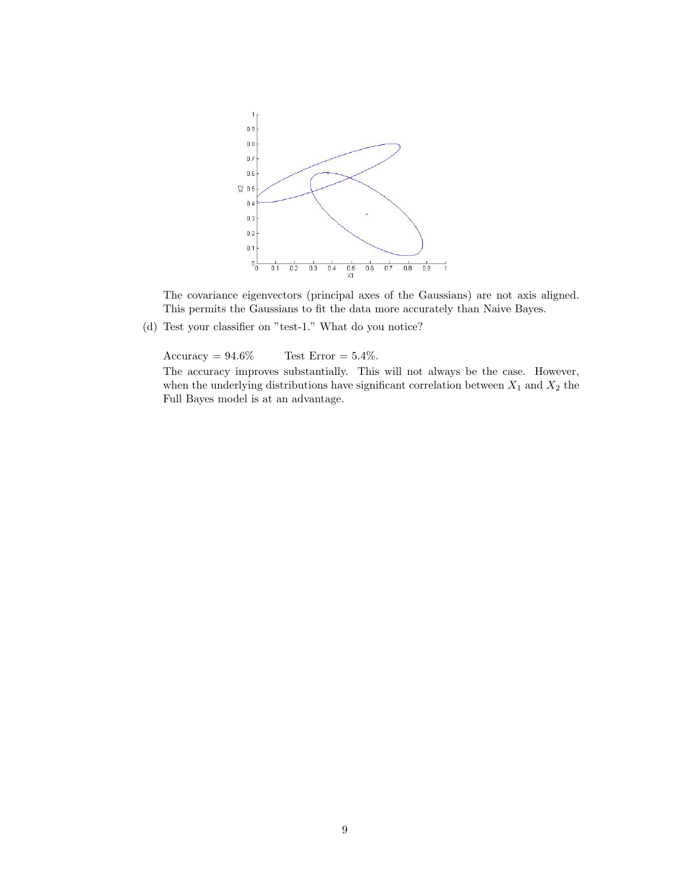1
0.9
0.8
0.7
0.6
0.5
0.4
0.3
0.2
0.1
0
0 0.1 0.2 0.3 0.4 0.5 0.6 0.7 0.8 0.9 1
X1
X2

The covariance eigenvectors (principal axes of the Gaussians) are not axis aligned. This permits the Gaussians to fit the data more accurately than Naive Bayes.

(d) Test your classifier on "test-1." What do you notice?

Accuracy = 94.6%  Test Error = 5.4%.

The accuracy improves substantially. This will not always be the case. However, when the underlying distributions have significant correlation between $X_1$ and $X_2$ the Full Bayes model is at an advantage.